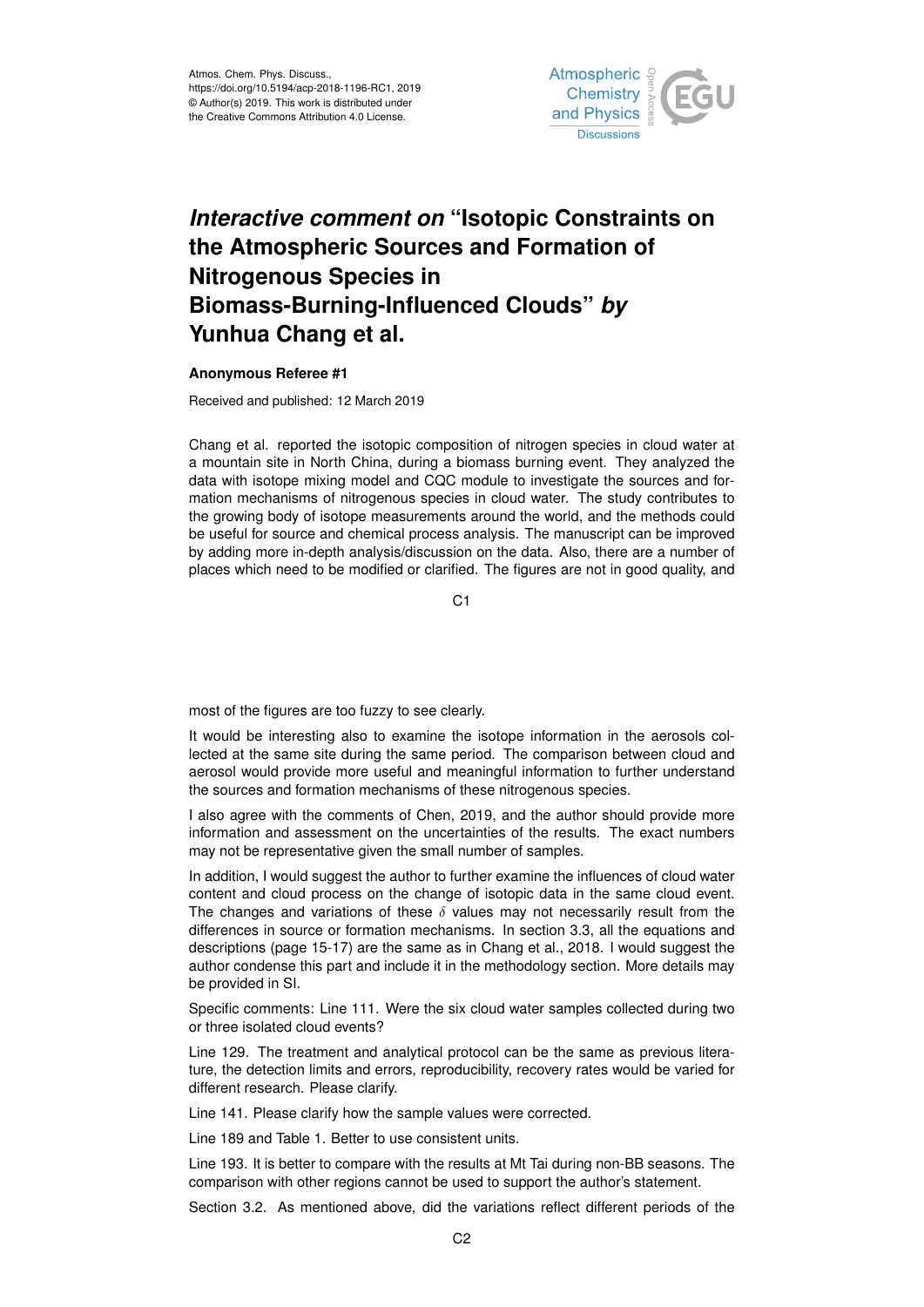# *Interactive comment on* "Isotopic Constraints on the Atmospheric Sources and Formation of Nitrogenous Species in Biomass-Burning-Influenced Clouds" *by* Yunhua Chang et al.

**Anonymous Referee #1**

Received and published: 12 March 2019

Chang et al. reported the isotopic composition of nitrogen species in cloud water at a mountain site in North China, during a biomass burning event. They analyzed the data with isotope mixing model and CQC module to investigate the sources and formation mechanisms of nitrogenous species in cloud water. The study contributes to the growing body of isotope measurements around the world, and the methods could be useful for source and chemical process analysis. The manuscript can be improved by adding more in-depth analysis/discussion on the data. Also, there are a number of places which need to be modified or clarified. The figures are not in good quality, and most of the figures are too fuzzy to see clearly.

It would be interesting also to examine the isotope information in the aerosols collected at the same site during the same period. The comparison between cloud and aerosol would provide more useful and meaningful information to further understand the sources and formation mechanisms of these nitrogenous species.

I also agree with the comments of Chen, 2019, and the author should provide more information and assessment on the uncertainties of the results. The exact numbers may not be representative given the small number of samples.

In addition, I would suggest the author to further examine the influences of cloud water content and cloud process on the change of isotopic data in the same cloud event. The changes and variations of these $\delta$ values may not necessarily result from the differences in source or formation mechanisms. In section 3.3, all the equations and descriptions (page 15-17) are the same as in Chang et al., 2018. I would suggest the author condense this part and include it in the methodology section. More details may be provided in SI.

Specific comments: Line 111. Were the six cloud water samples collected during two or three isolated cloud events?

Line 129. The treatment and analytical protocol can be the same as previous literature, the detection limits and errors, reproducibility, recovery rates would be varied for different research. Please clarify.

Line 141. Please clarify how the sample values were corrected.

Line 189 and Table 1. Better to use consistent units.

Line 193. It is better to compare with the results at Mt Tai during non-BB seasons. The comparison with other regions cannot be used to support the author's statement.

Section 3.2. As mentioned above, did the variations reflect different periods of the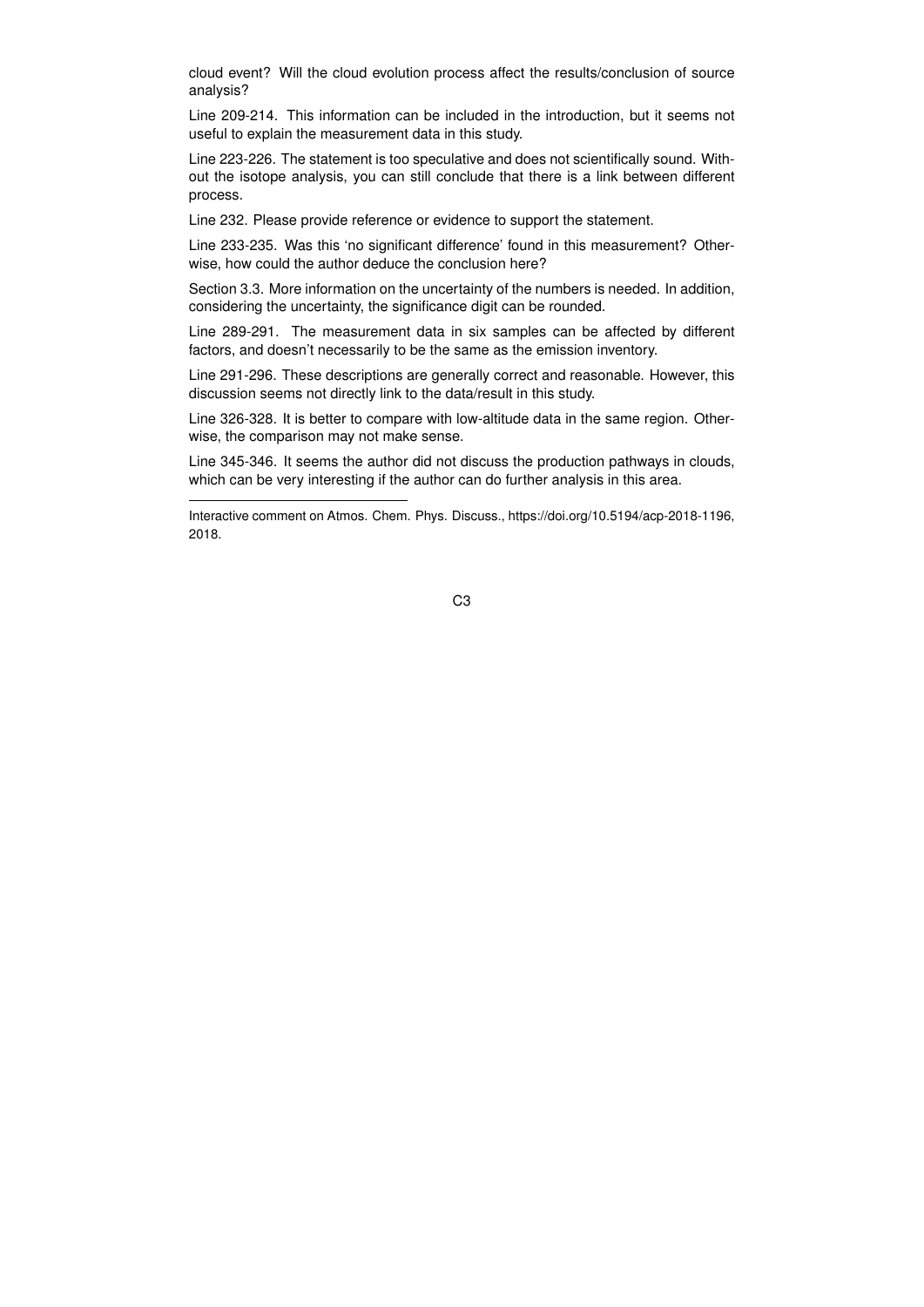cloud event? Will the cloud evolution process affect the results/conclusion of source analysis?

Line 209-214. This information can be included in the introduction, but it seems not useful to explain the measurement data in this study.

Line 223-226. The statement is too speculative and does not scientifically sound. Without the isotope analysis, you can still conclude that there is a link between different process.

Line 232. Please provide reference or evidence to support the statement.

Line 233-235. Was this 'no significant difference' found in this measurement? Otherwise, how could the author deduce the conclusion here?

Section 3.3. More information on the uncertainty of the numbers is needed. In addition, considering the uncertainty, the significance digit can be rounded.

Line 289-291. The measurement data in six samples can be affected by different factors, and doesn't necessarily to be the same as the emission inventory.

Line 291-296. These descriptions are generally correct and reasonable. However, this discussion seems not directly link to the data/result in this study.

Line 326-328. It is better to compare with low-altitude data in the same region. Otherwise, the comparison may not make sense.

Line 345-346. It seems the author did not discuss the production pathways in clouds, which can be very interesting if the author can do further analysis in this area.

---

Interactive comment on Atmos. Chem. Phys. Discuss., https://doi.org/10.5194/acp-2018-1196, 2018.